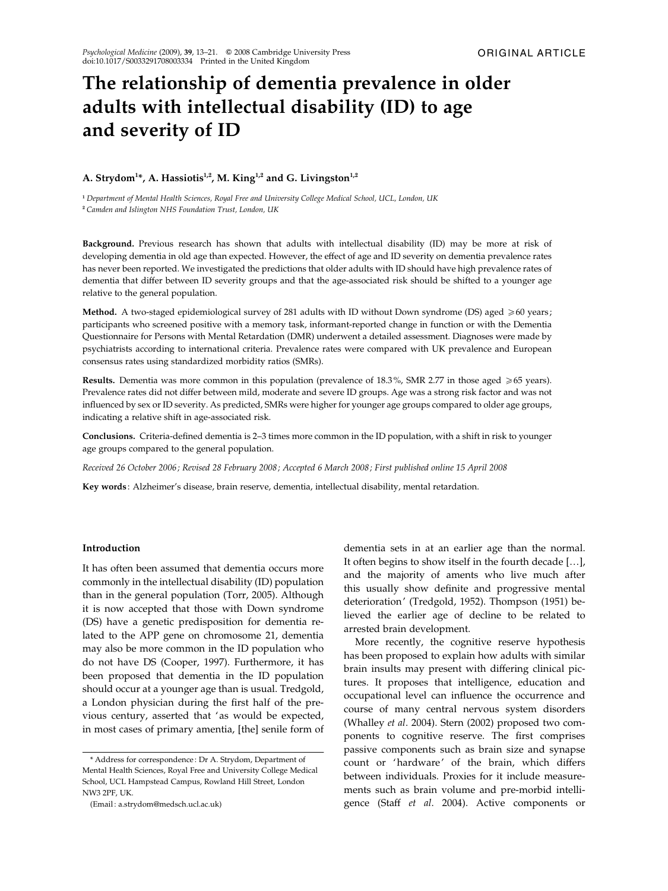ORIGINAL ARTICLE

# The relationship of dementia prevalence in older adults with intellectual disability (ID) to age and severity of ID

**A. Strydom[1]*, A. Hassiotis[1,2], M. King[1,2] and G. Livingston[1,2]**

[1] *Department of Mental Health Sciences, Royal Free and University College Medical School, UCL, London, UK*
[2] *Camden and Islington NHS Foundation Trust, London, UK*

**Background.** Previous research has shown that adults with intellectual disability (ID) may be more at risk of developing dementia in old age than expected. However, the effect of age and ID severity on dementia prevalence rates has never been reported. We investigated the predictions that older adults with ID should have high prevalence rates of dementia that differ between ID severity groups and that the age-associated risk should be shifted to a younger age relative to the general population.

**Method.** A two-staged epidemiological survey of 281 adults with ID without Down syndrome (DS) aged $\geqslant$60 years; participants who screened positive with a memory task, informant-reported change in function or with the Dementia Questionnaire for Persons with Mental Retardation (DMR) underwent a detailed assessment. Diagnoses were made by psychiatrists according to international criteria. Prevalence rates were compared with UK prevalence and European consensus rates using standardized morbidity ratios (SMRs).

**Results.** Dementia was more common in this population (prevalence of 18.3%, SMR 2.77 in those aged $\geqslant$65 years). Prevalence rates did not differ between mild, moderate and severe ID groups. Age was a strong risk factor and was not influenced by sex or ID severity. As predicted, SMRs were higher for younger age groups compared to older age groups, indicating a relative shift in age-associated risk.

**Conclusions.** Criteria-defined dementia is 2–3 times more common in the ID population, with a shift in risk to younger age groups compared to the general population.

*Received 26 October 2006; Revised 28 February 2008; Accepted 6 March 2008; First published online 15 April 2008*

**Key words**: Alzheimer's disease, brain reserve, dementia, intellectual disability, mental retardation.

## Introduction

It has often been assumed that dementia occurs more commonly in the intellectual disability (ID) population than in the general population (Torr, 2005). Although it is now accepted that those with Down syndrome (DS) have a genetic predisposition for dementia related to the APP gene on chromosome 21, dementia may also be more common in the ID population who do not have DS (Cooper, 1997). Furthermore, it has been proposed that dementia in the ID population should occur at a younger age than is usual. Tredgold, a London physician during the first half of the previous century, asserted that 'as would be expected, in most cases of primary amentia, [the] senile form of dementia sets in at an earlier age than the normal. It often begins to show itself in the fourth decade […], and the majority of aments who live much after this usually show definite and progressive mental deterioration' (Tredgold, 1952). Thompson (1951) believed the earlier age of decline to be related to arrested brain development.

More recently, the cognitive reserve hypothesis has been proposed to explain how adults with similar brain insults may present with differing clinical pictures. It proposes that intelligence, education and occupational level can influence the occurrence and course of many central nervous system disorders (Whalley *et al*. 2004). Stern (2002) proposed two components to cognitive reserve. The first comprises passive components such as brain size and synapse count or 'hardware' of the brain, which differs between individuals. Proxies for it include measurements such as brain volume and pre-morbid intelligence (Staff *et al*. 2004). Active components or

\* Address for correspondence: Dr A. Strydom, Department of Mental Health Sciences, Royal Free and University College Medical School, UCL Hampstead Campus, Rowland Hill Street, London NW3 2PF, UK.

(Email: a.strydom@medsch.ucl.ac.uk)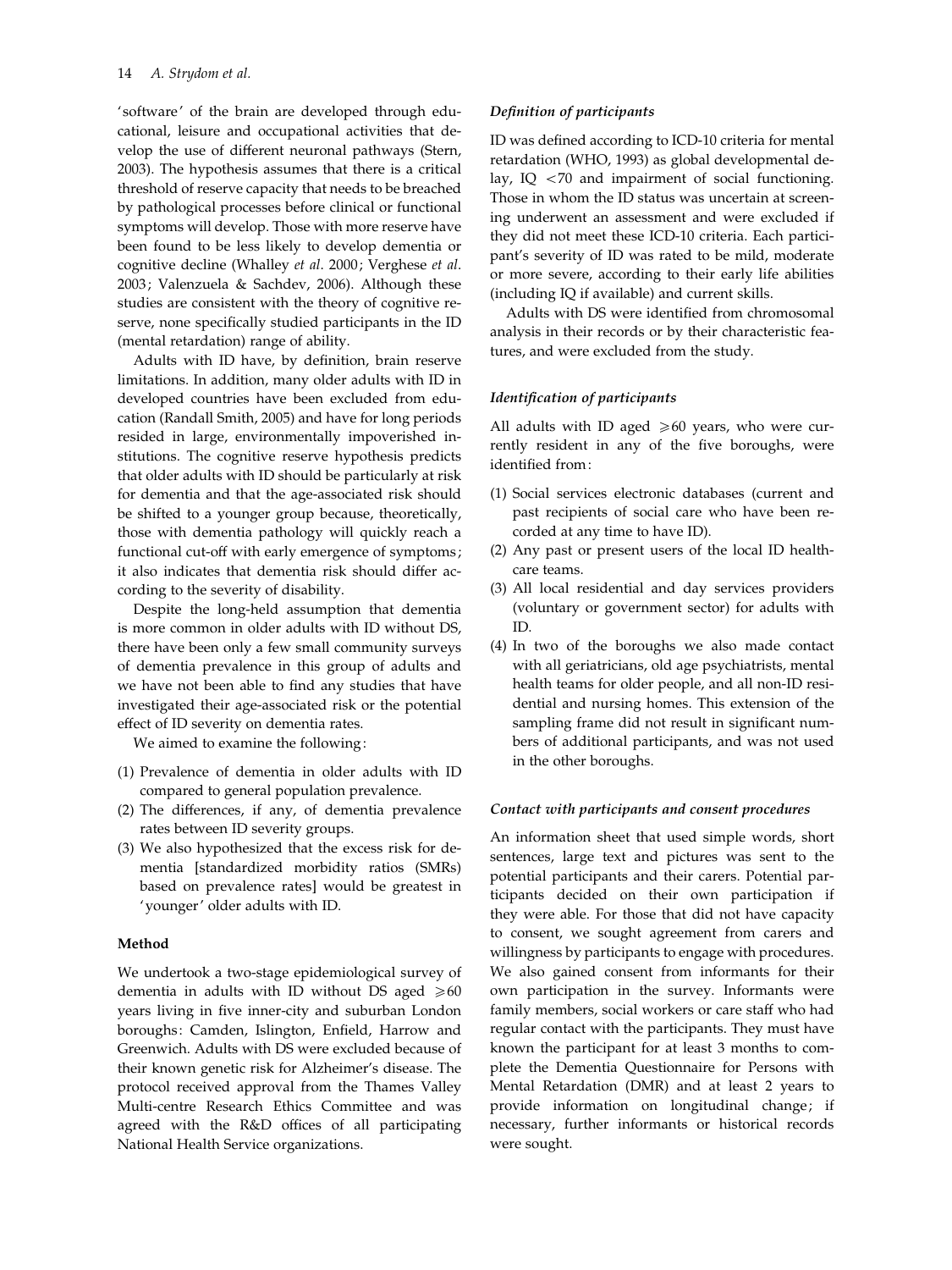'software' of the brain are developed through educational, leisure and occupational activities that develop the use of different neuronal pathways (Stern, 2003). The hypothesis assumes that there is a critical threshold of reserve capacity that needs to be breached by pathological processes before clinical or functional symptoms will develop. Those with more reserve have been found to be less likely to develop dementia or cognitive decline (Whalley *et al*. 2000; Verghese *et al*. 2003; Valenzuela & Sachdev, 2006). Although these studies are consistent with the theory of cognitive reserve, none specifically studied participants in the ID (mental retardation) range of ability.

Adults with ID have, by definition, brain reserve limitations. In addition, many older adults with ID in developed countries have been excluded from education (Randall Smith, 2005) and have for long periods resided in large, environmentally impoverished institutions. The cognitive reserve hypothesis predicts that older adults with ID should be particularly at risk for dementia and that the age-associated risk should be shifted to a younger group because, theoretically, those with dementia pathology will quickly reach a functional cut-off with early emergence of symptoms; it also indicates that dementia risk should differ according to the severity of disability.

Despite the long-held assumption that dementia is more common in older adults with ID without DS, there have been only a few small community surveys of dementia prevalence in this group of adults and we have not been able to find any studies that have investigated their age-associated risk or the potential effect of ID severity on dementia rates.

We aimed to examine the following:

(1) Prevalence of dementia in older adults with ID compared to general population prevalence.
(2) The differences, if any, of dementia prevalence rates between ID severity groups.
(3) We also hypothesized that the excess risk for dementia [standardized morbidity ratios (SMRs) based on prevalence rates] would be greatest in 'younger' older adults with ID.

## Method

We undertook a two-stage epidemiological survey of dementia in adults with ID without DS aged $\geqslant 60$ years living in five inner-city and suburban London boroughs: Camden, Islington, Enfield, Harrow and Greenwich. Adults with DS were excluded because of their known genetic risk for Alzheimer's disease. The protocol received approval from the Thames Valley Multi-centre Research Ethics Committee and was agreed with the R&D offices of all participating National Health Service organizations.

### *Definition of participants*

ID was defined according to ICD-10 criteria for mental retardation (WHO, 1993) as global developmental delay, IQ $<70$ and impairment of social functioning. Those in whom the ID status was uncertain at screening underwent an assessment and were excluded if they did not meet these ICD-10 criteria. Each participant's severity of ID was rated to be mild, moderate or more severe, according to their early life abilities (including IQ if available) and current skills.

Adults with DS were identified from chromosomal analysis in their records or by their characteristic features, and were excluded from the study.

### *Identification of participants*

All adults with ID aged $\geqslant 60$ years, who were currently resident in any of the five boroughs, were identified from:

(1) Social services electronic databases (current and past recipients of social care who have been recorded at any time to have ID).
(2) Any past or present users of the local ID healthcare teams.
(3) All local residential and day services providers (voluntary or government sector) for adults with ID.
(4) In two of the boroughs we also made contact with all geriatricians, old age psychiatrists, mental health teams for older people, and all non-ID residential and nursing homes. This extension of the sampling frame did not result in significant numbers of additional participants, and was not used in the other boroughs.

### *Contact with participants and consent procedures*

An information sheet that used simple words, short sentences, large text and pictures was sent to the potential participants and their carers. Potential participants decided on their own participation if they were able. For those that did not have capacity to consent, we sought agreement from carers and willingness by participants to engage with procedures. We also gained consent from informants for their own participation in the survey. Informants were family members, social workers or care staff who had regular contact with the participants. They must have known the participant for at least 3 months to complete the Dementia Questionnaire for Persons with Mental Retardation (DMR) and at least 2 years to provide information on longitudinal change; if necessary, further informants or historical records were sought.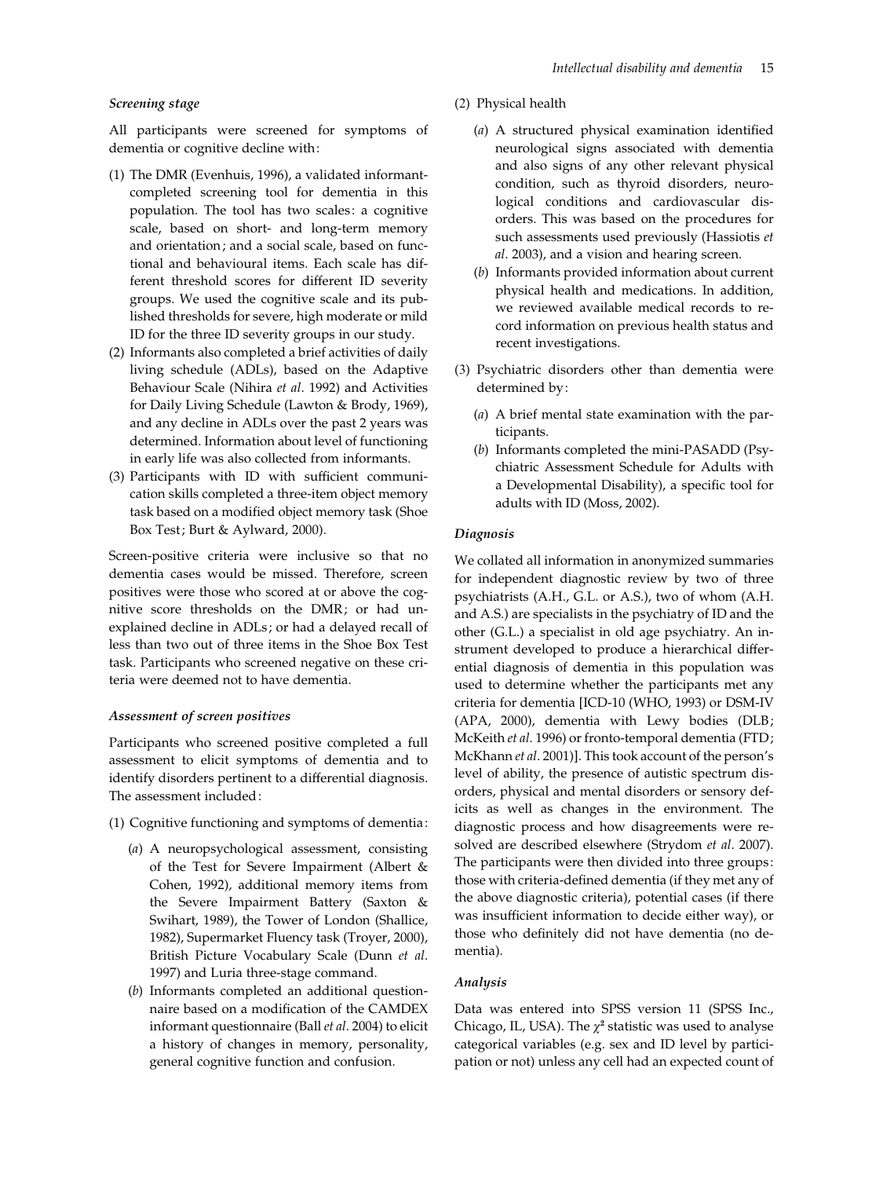### *Screening stage*

All participants were screened for symptoms of dementia or cognitive decline with:

(1) The DMR (Evenhuis, 1996), a validated informant-completed screening tool for dementia in this population. The tool has two scales: a cognitive scale, based on short- and long-term memory and orientation; and a social scale, based on functional and behavioural items. Each scale has different threshold scores for different ID severity groups. We used the cognitive scale and its published thresholds for severe, high moderate or mild ID for the three ID severity groups in our study.

(2) Informants also completed a brief activities of daily living schedule (ADLs), based on the Adaptive Behaviour Scale (Nihira *et al*. 1992) and Activities for Daily Living Schedule (Lawton & Brody, 1969), and any decline in ADLs over the past 2 years was determined. Information about level of functioning in early life was also collected from informants.

(3) Participants with ID with sufficient communication skills completed a three-item object memory task based on a modified object memory task (Shoe Box Test; Burt & Aylward, 2000).

Screen-positive criteria were inclusive so that no dementia cases would be missed. Therefore, screen positives were those who scored at or above the cognitive score thresholds on the DMR; or had unexplained decline in ADLs; or had a delayed recall of less than two out of three items in the Shoe Box Test task. Participants who screened negative on these criteria were deemed not to have dementia.

### *Assessment of screen positives*

Participants who screened positive completed a full assessment to elicit symptoms of dementia and to identify disorders pertinent to a differential diagnosis. The assessment included:

(1) Cognitive functioning and symptoms of dementia:

  (*a*) A neuropsychological assessment, consisting of the Test for Severe Impairment (Albert & Cohen, 1992), additional memory items from the Severe Impairment Battery (Saxton & Swihart, 1989), the Tower of London (Shallice, 1982), Supermarket Fluency task (Troyer, 2000), British Picture Vocabulary Scale (Dunn *et al*. 1997) and Luria three-stage command.

  (*b*) Informants completed an additional questionnaire based on a modification of the CAMDEX informant questionnaire (Ball *et al*. 2004) to elicit a history of changes in memory, personality, general cognitive function and confusion.

(2) Physical health

  (*a*) A structured physical examination identified neurological signs associated with dementia and also signs of any other relevant physical condition, such as thyroid disorders, neurological conditions and cardiovascular disorders. This was based on the procedures for such assessments used previously (Hassiotis *et al*. 2003), and a vision and hearing screen.

  (*b*) Informants provided information about current physical health and medications. In addition, we reviewed available medical records to record information on previous health status and recent investigations.

(3) Psychiatric disorders other than dementia were determined by:

  (*a*) A brief mental state examination with the participants.

  (*b*) Informants completed the mini-PASADD (Psychiatric Assessment Schedule for Adults with a Developmental Disability), a specific tool for adults with ID (Moss, 2002).

### *Diagnosis*

We collated all information in anonymized summaries for independent diagnostic review by two of three psychiatrists (A.H., G.L. or A.S.), two of whom (A.H. and A.S.) are specialists in the psychiatry of ID and the other (G.L.) a specialist in old age psychiatry. An instrument developed to produce a hierarchical differential diagnosis of dementia in this population was used to determine whether the participants met any criteria for dementia [ICD-10 (WHO, 1993) or DSM-IV (APA, 2000), dementia with Lewy bodies (DLB; McKeith *et al*. 1996) or fronto-temporal dementia (FTD; McKhann *et al*. 2001)]. This took account of the person's level of ability, the presence of autistic spectrum disorders, physical and mental disorders or sensory deficits as well as changes in the environment. The diagnostic process and how disagreements were resolved are described elsewhere (Strydom *et al*. 2007). The participants were then divided into three groups: those with criteria-defined dementia (if they met any of the above diagnostic criteria), potential cases (if there was insufficient information to decide either way), or those who definitely did not have dementia (no dementia).

### *Analysis*

Data was entered into SPSS version 11 (SPSS Inc., Chicago, IL, USA). The $\chi^2$ statistic was used to analyse categorical variables (e.g. sex and ID level by participation or not) unless any cell had an expected count of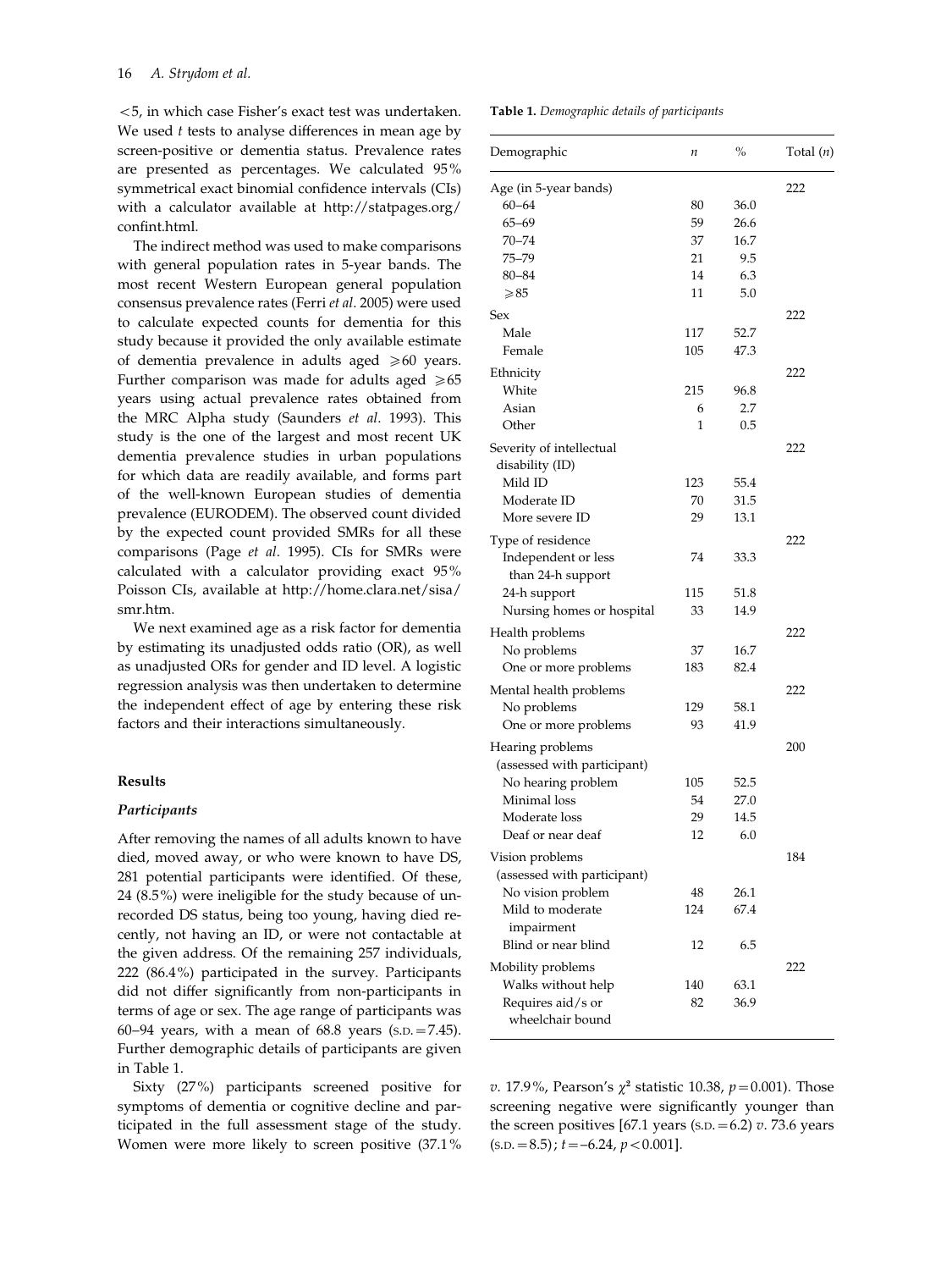<5, in which case Fisher's exact test was undertaken. We used *t* tests to analyse differences in mean age by screen-positive or dementia status. Prevalence rates are presented as percentages. We calculated 95% symmetrical exact binomial confidence intervals (CIs) with a calculator available at http://statpages.org/confint.html.

The indirect method was used to make comparisons with general population rates in 5-year bands. The most recent Western European general population consensus prevalence rates (Ferri *et al*. 2005) were used to calculate expected counts for dementia for this study because it provided the only available estimate of dementia prevalence in adults aged ⩾60 years. Further comparison was made for adults aged ⩾65 years using actual prevalence rates obtained from the MRC Alpha study (Saunders *et al*. 1993). This study is the one of the largest and most recent UK dementia prevalence studies in urban populations for which data are readily available, and forms part of the well-known European studies of dementia prevalence (EURODEM). The observed count divided by the expected count provided SMRs for all these comparisons (Page *et al*. 1995). CIs for SMRs were calculated with a calculator providing exact 95% Poisson CIs, available at http://home.clara.net/sisa/smr.htm.

We next examined age as a risk factor for dementia by estimating its unadjusted odds ratio (OR), as well as unadjusted ORs for gender and ID level. A logistic regression analysis was then undertaken to determine the independent effect of age by entering these risk factors and their interactions simultaneously.

## Results

### *Participants*

After removing the names of all adults known to have died, moved away, or who were known to have DS, 281 potential participants were identified. Of these, 24 (8.5%) were ineligible for the study because of unrecorded DS status, being too young, having died recently, not having an ID, or were not contactable at the given address. Of the remaining 257 individuals, 222 (86.4%) participated in the survey. Participants did not differ significantly from non-participants in terms of age or sex. The age range of participants was 60–94 years, with a mean of 68.8 years (S.D. = 7.45). Further demographic details of participants are given in Table 1.

Sixty (27%) participants screened positive for symptoms of dementia or cognitive decline and participated in the full assessment stage of the study. Women were more likely to screen positive (37.1% *v*. 17.9%, Pearson's $\chi^2$ statistic 10.38, $p = 0.001$). Those screening negative were significantly younger than the screen positives [67.1 years (S.D. = 6.2) *v*. 73.6 years (S.D. = 8.5); $t = -6.24$, $p < 0.001$].

**Table 1.** *Demographic details of participants*

| Demographic | *n* | % | Total (*n*) |
|---|---|---|---|
| Age (in 5-year bands) | | | 222 |
| 60–64 | 80 | 36.0 | |
| 65–69 | 59 | 26.6 | |
| 70–74 | 37 | 16.7 | |
| 75–79 | 21 | 9.5 | |
| 80–84 | 14 | 6.3 | |
| ⩾85 | 11 | 5.0 | |
| Sex | | | 222 |
| Male | 117 | 52.7 | |
| Female | 105 | 47.3 | |
| Ethnicity | | | 222 |
| White | 215 | 96.8 | |
| Asian | 6 | 2.7 | |
| Other | 1 | 0.5 | |
| Severity of intellectual disability (ID) | | | 222 |
| Mild ID | 123 | 55.4 | |
| Moderate ID | 70 | 31.5 | |
| More severe ID | 29 | 13.1 | |
| Type of residence | | | 222 |
| Independent or less than 24-h support | 74 | 33.3 | |
| 24-h support | 115 | 51.8 | |
| Nursing homes or hospital | 33 | 14.9 | |
| Health problems | | | 222 |
| No problems | 37 | 16.7 | |
| One or more problems | 183 | 82.4 | |
| Mental health problems | | | 222 |
| No problems | 129 | 58.1 | |
| One or more problems | 93 | 41.9 | |
| Hearing problems (assessed with participant) | | | 200 |
| No hearing problem | 105 | 52.5 | |
| Minimal loss | 54 | 27.0 | |
| Moderate loss | 29 | 14.5 | |
| Deaf or near deaf | 12 | 6.0 | |
| Vision problems (assessed with participant) | | | 184 |
| No vision problem | 48 | 26.1 | |
| Mild to moderate impairment | 124 | 67.4 | |
| Blind or near blind | 12 | 6.5 | |
| Mobility problems | | | 222 |
| Walks without help | 140 | 63.1 | |
| Requires aid/s or wheelchair bound | 82 | 36.9 | |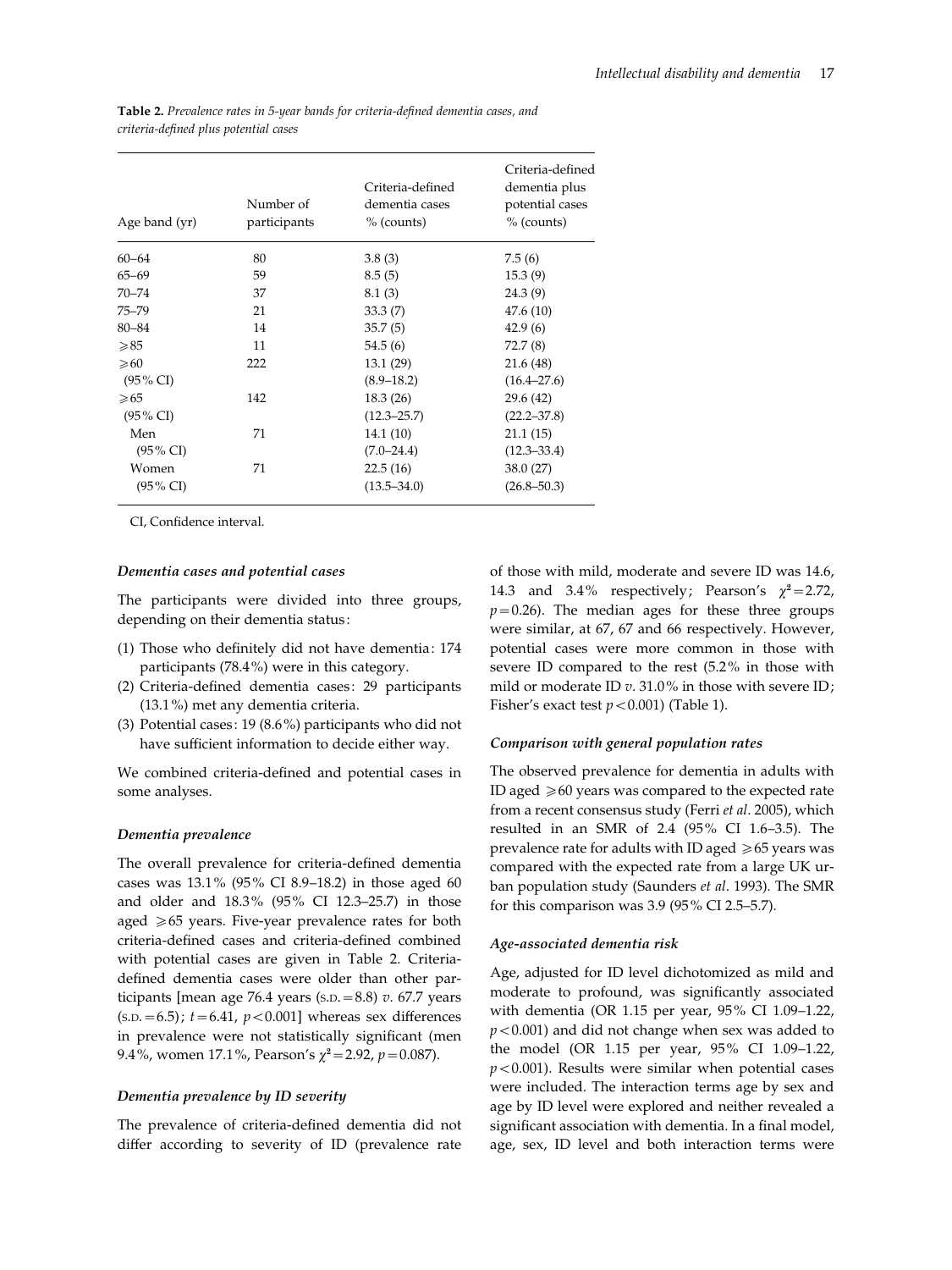**Table 2.** *Prevalence rates in 5-year bands for criteria-defined dementia cases, and criteria-defined plus potential cases*

| Age band (yr) | Number of participants | Criteria-defined dementia cases % (counts) | Criteria-defined dementia plus potential cases % (counts) |
|---|---|---|---|
| 60–64 | 80 | 3.8 (3) | 7.5 (6) |
| 65–69 | 59 | 8.5 (5) | 15.3 (9) |
| 70–74 | 37 | 8.1 (3) | 24.3 (9) |
| 75–79 | 21 | 33.3 (7) | 47.6 (10) |
| 80–84 | 14 | 35.7 (5) | 42.9 (6) |
| ⩾85 | 11 | 54.5 (6) | 72.7 (8) |
| ⩾60 | 222 | 13.1 (29) | 21.6 (48) |
| (95% CI) | | (8.9–18.2) | (16.4–27.6) |
| ⩾65 | 142 | 18.3 (26) | 29.6 (42) |
| (95% CI) | | (12.3–25.7) | (22.2–37.8) |
| Men | 71 | 14.1 (10) | 21.1 (15) |
| (95% CI) | | (7.0–24.4) | (12.3–33.4) |
| Women | 71 | 22.5 (16) | 38.0 (27) |
| (95% CI) | | (13.5–34.0) | (26.8–50.3) |

CI, Confidence interval.

### *Dementia cases and potential cases*

The participants were divided into three groups, depending on their dementia status:

(1) Those who definitely did not have dementia: 174 participants (78.4%) were in this category.
(2) Criteria-defined dementia cases: 29 participants (13.1%) met any dementia criteria.
(3) Potential cases: 19 (8.6%) participants who did not have sufficient information to decide either way.

We combined criteria-defined and potential cases in some analyses.

### *Dementia prevalence*

The overall prevalence for criteria-defined dementia cases was 13.1% (95% CI 8.9–18.2) in those aged 60 and older and 18.3% (95% CI 12.3–25.7) in those aged ⩾65 years. Five-year prevalence rates for both criteria-defined cases and criteria-defined combined with potential cases are given in Table 2. Criteria-defined dementia cases were older than other participants [mean age 76.4 years (S.D. = 8.8) *v.* 67.7 years (S.D. = 6.5); $t = 6.41$, $p < 0.001$] whereas sex differences in prevalence were not statistically significant (men 9.4%, women 17.1%, Pearson's $\chi^2 = 2.92$, $p = 0.087$).

### *Dementia prevalence by ID severity*

The prevalence of criteria-defined dementia did not differ according to severity of ID (prevalence rate of those with mild, moderate and severe ID was 14.6, 14.3 and 3.4% respectively; Pearson's $\chi^2 = 2.72$, $p = 0.26$). The median ages for these three groups were similar, at 67, 67 and 66 respectively. However, potential cases were more common in those with severe ID compared to the rest (5.2% in those with mild or moderate ID *v.* 31.0% in those with severe ID; Fisher's exact test $p < 0.001$) (Table 1).

### *Comparison with general population rates*

The observed prevalence for dementia in adults with ID aged ⩾60 years was compared to the expected rate from a recent consensus study (Ferri *et al.* 2005), which resulted in an SMR of 2.4 (95% CI 1.6–3.5). The prevalence rate for adults with ID aged ⩾65 years was compared with the expected rate from a large UK urban population study (Saunders *et al.* 1993). The SMR for this comparison was 3.9 (95% CI 2.5–5.7).

### *Age-associated dementia risk*

Age, adjusted for ID level dichotomized as mild and moderate to profound, was significantly associated with dementia (OR 1.15 per year, 95% CI 1.09–1.22, $p < 0.001$) and did not change when sex was added to the model (OR 1.15 per year, 95% CI 1.09–1.22, $p < 0.001$). Results were similar when potential cases were included. The interaction terms age by sex and age by ID level were explored and neither revealed a significant association with dementia. In a final model, age, sex, ID level and both interaction terms were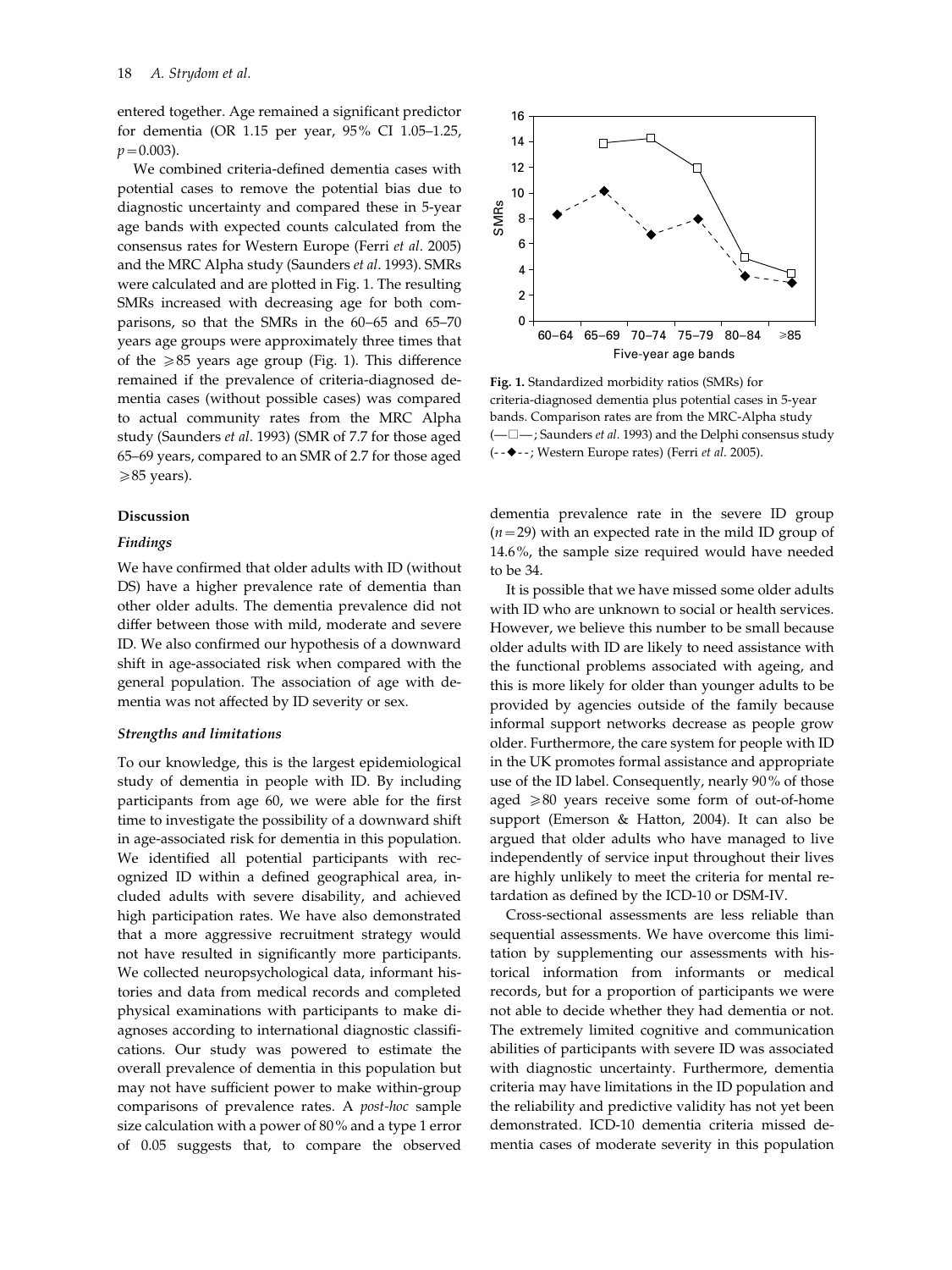entered together. Age remained a significant predictor for dementia (OR 1.15 per year, 95% CI 1.05–1.25, $p=0.003$).

We combined criteria-defined dementia cases with potential cases to remove the potential bias due to diagnostic uncertainty and compared these in 5-year age bands with expected counts calculated from the consensus rates for Western Europe (Ferri *et al*. 2005) and the MRC Alpha study (Saunders *et al*. 1993). SMRs were calculated and are plotted in Fig. 1. The resulting SMRs increased with decreasing age for both comparisons, so that the SMRs in the 60–65 and 65–70 years age groups were approximately three times that of the ⩾85 years age group (Fig. 1). This difference remained if the prevalence of criteria-diagnosed dementia cases (without possible cases) was compared to actual community rates from the MRC Alpha study (Saunders *et al*. 1993) (SMR of 7.7 for those aged 65–69 years, compared to an SMR of 2.7 for those aged ⩾85 years).

**Fig. 1.** Standardized morbidity ratios (SMRs) for criteria-diagnosed dementia plus potential cases in 5-year bands. Comparison rates are from the MRC-Alpha study (—□—; Saunders *et al*. 1993) and the Delphi consensus study (- -◆- -; Western Europe rates) (Ferri *et al*. 2005).

## Discussion

### *Findings*

We have confirmed that older adults with ID (without DS) have a higher prevalence rate of dementia than other older adults. The dementia prevalence did not differ between those with mild, moderate and severe ID. We also confirmed our hypothesis of a downward shift in age-associated risk when compared with the general population. The association of age with dementia was not affected by ID severity or sex.

### *Strengths and limitations*

To our knowledge, this is the largest epidemiological study of dementia in people with ID. By including participants from age 60, we were able for the first time to investigate the possibility of a downward shift in age-associated risk for dementia in this population. We identified all potential participants with recognized ID within a defined geographical area, included adults with severe disability, and achieved high participation rates. We have also demonstrated that a more aggressive recruitment strategy would not have resulted in significantly more participants. We collected neuropsychological data, informant histories and data from medical records and completed physical examinations with participants to make diagnoses according to international diagnostic classifications. Our study was powered to estimate the overall prevalence of dementia in this population but may not have sufficient power to make within-group comparisons of prevalence rates. A *post-hoc* sample size calculation with a power of 80% and a type 1 error of 0.05 suggests that, to compare the observed dementia prevalence rate in the severe ID group ($n=29$) with an expected rate in the mild ID group of 14.6%, the sample size required would have needed to be 34.

It is possible that we have missed some older adults with ID who are unknown to social or health services. However, we believe this number to be small because older adults with ID are likely to need assistance with the functional problems associated with ageing, and this is more likely for older than younger adults to be provided by agencies outside of the family because informal support networks decrease as people grow older. Furthermore, the care system for people with ID in the UK promotes formal assistance and appropriate use of the ID label. Consequently, nearly 90% of those aged ⩾80 years receive some form of out-of-home support (Emerson & Hatton, 2004). It can also be argued that older adults who have managed to live independently of service input throughout their lives are highly unlikely to meet the criteria for mental retardation as defined by the ICD-10 or DSM-IV.

Cross-sectional assessments are less reliable than sequential assessments. We have overcome this limitation by supplementing our assessments with historical information from informants or medical records, but for a proportion of participants we were not able to decide whether they had dementia or not. The extremely limited cognitive and communication abilities of participants with severe ID was associated with diagnostic uncertainty. Furthermore, dementia criteria may have limitations in the ID population and the reliability and predictive validity has not yet been demonstrated. ICD-10 dementia criteria missed dementia cases of moderate severity in this population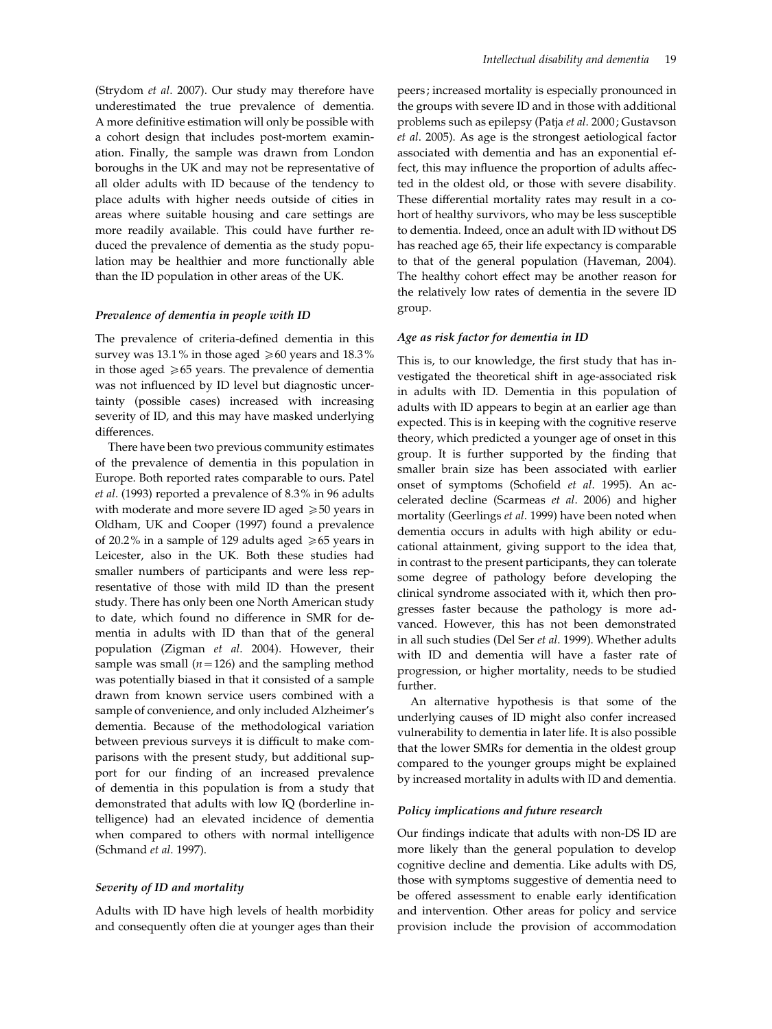(Strydom *et al*. 2007). Our study may therefore have underestimated the true prevalence of dementia. A more definitive estimation will only be possible with a cohort design that includes post-mortem examination. Finally, the sample was drawn from London boroughs in the UK and may not be representative of all older adults with ID because of the tendency to place adults with higher needs outside of cities in areas where suitable housing and care settings are more readily available. This could have further reduced the prevalence of dementia as the study population may be healthier and more functionally able than the ID population in other areas of the UK.

### *Prevalence of dementia in people with ID*

The prevalence of criteria-defined dementia in this survey was 13.1% in those aged $\geqslant$60 years and 18.3% in those aged $\geqslant$65 years. The prevalence of dementia was not influenced by ID level but diagnostic uncertainty (possible cases) increased with increasing severity of ID, and this may have masked underlying differences.

There have been two previous community estimates of the prevalence of dementia in this population in Europe. Both reported rates comparable to ours. Patel *et al*. (1993) reported a prevalence of 8.3% in 96 adults with moderate and more severe ID aged $\geqslant$50 years in Oldham, UK and Cooper (1997) found a prevalence of 20.2% in a sample of 129 adults aged $\geqslant$65 years in Leicester, also in the UK. Both these studies had smaller numbers of participants and were less representative of those with mild ID than the present study. There has only been one North American study to date, which found no difference in SMR for dementia in adults with ID than that of the general population (Zigman *et al*. 2004). However, their sample was small ($n=126$) and the sampling method was potentially biased in that it consisted of a sample drawn from known service users combined with a sample of convenience, and only included Alzheimer's dementia. Because of the methodological variation between previous surveys it is difficult to make comparisons with the present study, but additional support for our finding of an increased prevalence of dementia in this population is from a study that demonstrated that adults with low IQ (borderline intelligence) had an elevated incidence of dementia when compared to others with normal intelligence (Schmand *et al*. 1997).

### *Severity of ID and mortality*

Adults with ID have high levels of health morbidity and consequently often die at younger ages than their peers; increased mortality is especially pronounced in the groups with severe ID and in those with additional problems such as epilepsy (Patja *et al*. 2000; Gustavson *et al*. 2005). As age is the strongest aetiological factor associated with dementia and has an exponential effect, this may influence the proportion of adults affected in the oldest old, or those with severe disability. These differential mortality rates may result in a cohort of healthy survivors, who may be less susceptible to dementia. Indeed, once an adult with ID without DS has reached age 65, their life expectancy is comparable to that of the general population (Haveman, 2004). The healthy cohort effect may be another reason for the relatively low rates of dementia in the severe ID group.

### *Age as risk factor for dementia in ID*

This is, to our knowledge, the first study that has investigated the theoretical shift in age-associated risk in adults with ID. Dementia in this population of adults with ID appears to begin at an earlier age than expected. This is in keeping with the cognitive reserve theory, which predicted a younger age of onset in this group. It is further supported by the finding that smaller brain size has been associated with earlier onset of symptoms (Schofield *et al*. 1995). An accelerated decline (Scarmeas *et al*. 2006) and higher mortality (Geerlings *et al*. 1999) have been noted when dementia occurs in adults with high ability or educational attainment, giving support to the idea that, in contrast to the present participants, they can tolerate some degree of pathology before developing the clinical syndrome associated with it, which then progresses faster because the pathology is more advanced. However, this has not been demonstrated in all such studies (Del Ser *et al*. 1999). Whether adults with ID and dementia will have a faster rate of progression, or higher mortality, needs to be studied further.

An alternative hypothesis is that some of the underlying causes of ID might also confer increased vulnerability to dementia in later life. It is also possible that the lower SMRs for dementia in the oldest group compared to the younger groups might be explained by increased mortality in adults with ID and dementia.

### *Policy implications and future research*

Our findings indicate that adults with non-DS ID are more likely than the general population to develop cognitive decline and dementia. Like adults with DS, those with symptoms suggestive of dementia need to be offered assessment to enable early identification and intervention. Other areas for policy and service provision include the provision of accommodation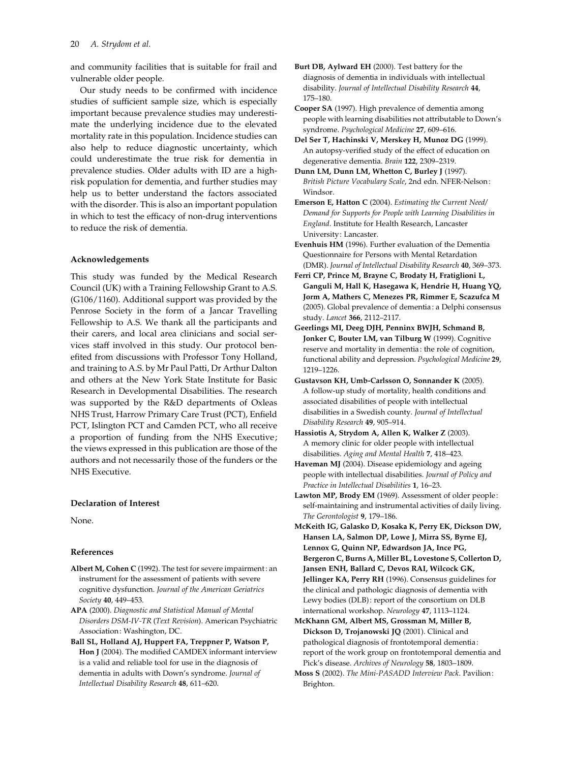and community facilities that is suitable for frail and vulnerable older people.

Our study needs to be confirmed with incidence studies of sufficient sample size, which is especially important because prevalence studies may underestimate the underlying incidence due to the elevated mortality rate in this population. Incidence studies can also help to reduce diagnostic uncertainty, which could underestimate the true risk for dementia in prevalence studies. Older adults with ID are a high-risk population for dementia, and further studies may help us to better understand the factors associated with the disorder. This is also an important population in which to test the efficacy of non-drug interventions to reduce the risk of dementia.

### Acknowledgements

This study was funded by the Medical Research Council (UK) with a Training Fellowship Grant to A.S. (G106/1160). Additional support was provided by the Penrose Society in the form of a Jancar Travelling Fellowship to A.S. We thank all the participants and their carers, and local area clinicians and social services staff involved in this study. Our protocol benefited from discussions with Professor Tony Holland, and training to A.S. by Mr Paul Patti, Dr Arthur Dalton and others at the New York State Institute for Basic Research in Developmental Disabilities. The research was supported by the R&D departments of Oxleas NHS Trust, Harrow Primary Care Trust (PCT), Enfield PCT, Islington PCT and Camden PCT, who all receive a proportion of funding from the NHS Executive; the views expressed in this publication are those of the authors and not necessarily those of the funders or the NHS Executive.

### Declaration of Interest

None.

### References

**Albert M, Cohen C** (1992). The test for severe impairment: an instrument for the assessment of patients with severe cognitive dysfunction. *Journal of the American Geriatrics Society* **40**, 449–453.

**APA** (2000). *Diagnostic and Statistical Manual of Mental Disorders DSM-IV-TR* (*Text Revision*). American Psychiatric Association: Washington, DC.

**Ball SL, Holland AJ, Huppert FA, Treppner P, Watson P, Hon J** (2004). The modified CAMDEX informant interview is a valid and reliable tool for use in the diagnosis of dementia in adults with Down's syndrome. *Journal of Intellectual Disability Research* **48**, 611–620.

**Burt DB, Aylward EH** (2000). Test battery for the diagnosis of dementia in individuals with intellectual disability. *Journal of Intellectual Disability Research* **44**, 175–180.

**Cooper SA** (1997). High prevalence of dementia among people with learning disabilities not attributable to Down's syndrome. *Psychological Medicine* **27**, 609–616.

**Del Ser T, Hachinski V, Merskey H, Munoz DG** (1999). An autopsy-verified study of the effect of education on degenerative dementia. *Brain* **122**, 2309–2319.

**Dunn LM, Dunn LM, Whetton C, Burley J** (1997). *British Picture Vocabulary Scale*, 2nd edn. NFER-Nelson: Windsor.

**Emerson E, Hatton C** (2004). *Estimating the Current Need/Demand for Supports for People with Learning Disabilities in England*. Institute for Health Research, Lancaster University: Lancaster.

**Evenhuis HM** (1996). Further evaluation of the Dementia Questionnaire for Persons with Mental Retardation (DMR). *Journal of Intellectual Disability Research* **40**, 369–373.

**Ferri CP, Prince M, Brayne C, Brodaty H, Fratiglioni L, Ganguli M, Hall K, Hasegawa K, Hendrie H, Huang YQ, Jorm A, Mathers C, Menezes PR, Rimmer E, Scazufca M** (2005). Global prevalence of dementia: a Delphi consensus study. *Lancet* **366**, 2112–2117.

**Geerlings MI, Deeg DJH, Penninx BWJH, Schmand B, Jonker C, Bouter LM, van Tilburg W** (1999). Cognitive reserve and mortality in dementia: the role of cognition, functional ability and depression. *Psychological Medicine* **29**, 1219–1226.

**Gustavson KH, Umb-Carlsson O, Sonnander K** (2005). A follow-up study of mortality, health conditions and associated disabilities of people with intellectual disabilities in a Swedish county. *Journal of Intellectual Disability Research* **49**, 905–914.

**Hassiotis A, Strydom A, Allen K, Walker Z** (2003). A memory clinic for older people with intellectual disabilities. *Aging and Mental Health* **7**, 418–423.

**Haveman MJ** (2004). Disease epidemiology and ageing people with intellectual disabilities. *Journal of Policy and Practice in Intellectual Disabilities* **1**, 16–23.

**Lawton MP, Brody EM** (1969). Assessment of older people: self-maintaining and instrumental activities of daily living. *The Gerontologist* **9**, 179–186.

**McKeith IG, Galasko D, Kosaka K, Perry EK, Dickson DW, Hansen LA, Salmon DP, Lowe J, Mirra SS, Byrne EJ, Lennox G, Quinn NP, Edwardson JA, Ince PG, Bergeron C, Burns A, Miller BL, Lovestone S, Collerton D, Jansen ENH, Ballard C, Devos RAI, Wilcock GK, Jellinger KA, Perry RH** (1996). Consensus guidelines for the clinical and pathologic diagnosis of dementia with Lewy bodies (DLB): report of the consortium on DLB international workshop. *Neurology* **47**, 1113–1124.

**McKhann GM, Albert MS, Grossman M, Miller B, Dickson D, Trojanowski JQ** (2001). Clinical and pathological diagnosis of frontotemporal dementia: report of the work group on frontotemporal dementia and Pick's disease. *Archives of Neurology* **58**, 1803–1809.

**Moss S** (2002). *The Mini-PASADD Interview Pack*. Pavilion: Brighton.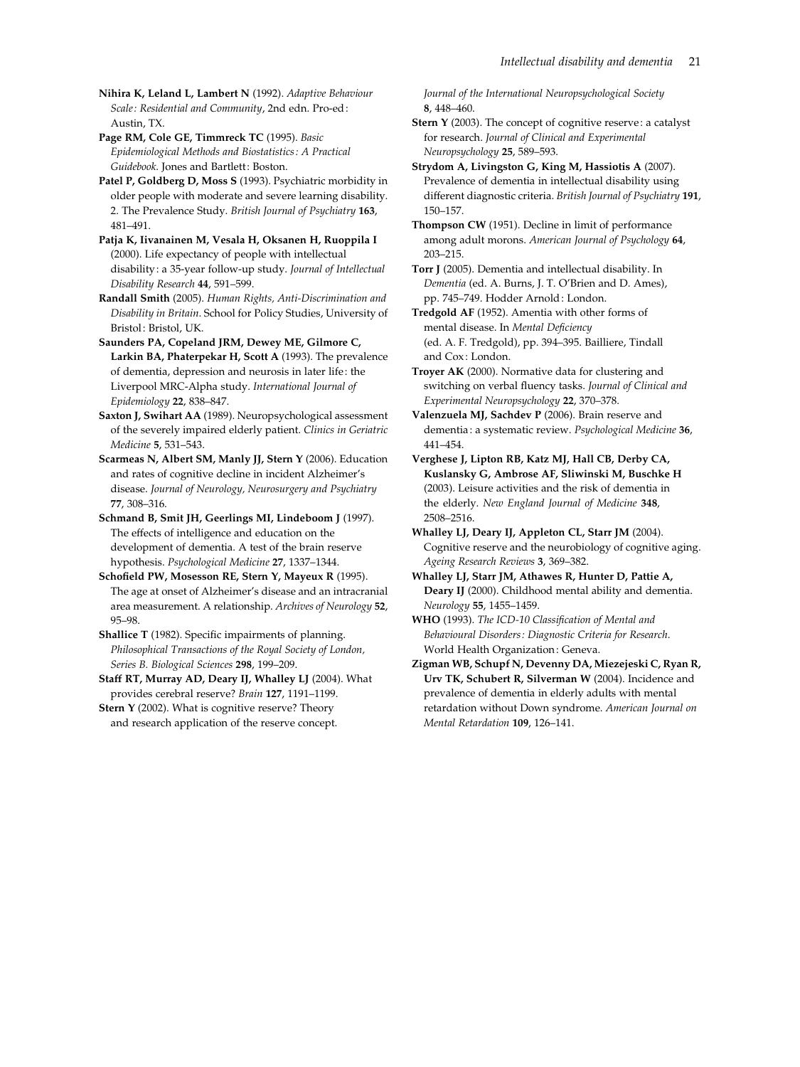**Nihira K, Leland L, Lambert N** (1992). *Adaptive Behaviour Scale: Residential and Community*, 2nd edn. Pro-ed: Austin, TX.

**Page RM, Cole GE, Timmreck TC** (1995). *Basic Epidemiological Methods and Biostatistics: A Practical Guidebook*. Jones and Bartlett: Boston.

**Patel P, Goldberg D, Moss S** (1993). Psychiatric morbidity in older people with moderate and severe learning disability. 2. The Prevalence Study. *British Journal of Psychiatry* **163**, 481–491.

**Patja K, Iivanainen M, Vesala H, Oksanen H, Ruoppila I** (2000). Life expectancy of people with intellectual disability: a 35-year follow-up study. *Journal of Intellectual Disability Research* **44**, 591–599.

**Randall Smith** (2005). *Human Rights, Anti-Discrimination and Disability in Britain*. School for Policy Studies, University of Bristol: Bristol, UK.

**Saunders PA, Copeland JRM, Dewey ME, Gilmore C, Larkin BA, Phaterpekar H, Scott A** (1993). The prevalence of dementia, depression and neurosis in later life: the Liverpool MRC-Alpha study. *International Journal of Epidemiology* **22**, 838–847.

**Saxton J, Swihart AA** (1989). Neuropsychological assessment of the severely impaired elderly patient. *Clinics in Geriatric Medicine* **5**, 531–543.

**Scarmeas N, Albert SM, Manly JJ, Stern Y** (2006). Education and rates of cognitive decline in incident Alzheimer's disease. *Journal of Neurology, Neurosurgery and Psychiatry* **77**, 308–316.

**Schmand B, Smit JH, Geerlings MI, Lindeboom J** (1997). The effects of intelligence and education on the development of dementia. A test of the brain reserve hypothesis. *Psychological Medicine* **27**, 1337–1344.

**Schofield PW, Mosesson RE, Stern Y, Mayeux R** (1995). The age at onset of Alzheimer's disease and an intracranial area measurement. A relationship. *Archives of Neurology* **52**, 95–98.

**Shallice T** (1982). Specific impairments of planning. *Philosophical Transactions of the Royal Society of London, Series B. Biological Sciences* **298**, 199–209.

**Staff RT, Murray AD, Deary IJ, Whalley LJ** (2004). What provides cerebral reserve? *Brain* **127**, 1191–1199.

**Stern Y** (2002). What is cognitive reserve? Theory and research application of the reserve concept. *Journal of the International Neuropsychological Society* **8**, 448–460.

**Stern Y** (2003). The concept of cognitive reserve: a catalyst for research. *Journal of Clinical and Experimental Neuropsychology* **25**, 589–593.

**Strydom A, Livingston G, King M, Hassiotis A** (2007). Prevalence of dementia in intellectual disability using different diagnostic criteria. *British Journal of Psychiatry* **191**, 150–157.

**Thompson CW** (1951). Decline in limit of performance among adult morons. *American Journal of Psychology* **64**, 203–215.

**Torr J** (2005). Dementia and intellectual disability. In *Dementia* (ed. A. Burns, J. T. O'Brien and D. Ames), pp. 745–749. Hodder Arnold: London.

**Tredgold AF** (1952). Amentia with other forms of mental disease. In *Mental Deficiency* (ed. A. F. Tredgold), pp. 394–395. Bailliere, Tindall and Cox: London.

**Troyer AK** (2000). Normative data for clustering and switching on verbal fluency tasks. *Journal of Clinical and Experimental Neuropsychology* **22**, 370–378.

**Valenzuela MJ, Sachdev P** (2006). Brain reserve and dementia: a systematic review. *Psychological Medicine* **36**, 441–454.

**Verghese J, Lipton RB, Katz MJ, Hall CB, Derby CA, Kuslansky G, Ambrose AF, Sliwinski M, Buschke H** (2003). Leisure activities and the risk of dementia in the elderly. *New England Journal of Medicine* **348**, 2508–2516.

**Whalley LJ, Deary IJ, Appleton CL, Starr JM** (2004). Cognitive reserve and the neurobiology of cognitive aging. *Ageing Research Reviews* **3**, 369–382.

**Whalley LJ, Starr JM, Athawes R, Hunter D, Pattie A, Deary IJ** (2000). Childhood mental ability and dementia. *Neurology* **55**, 1455–1459.

**WHO** (1993). *The ICD-10 Classification of Mental and Behavioural Disorders: Diagnostic Criteria for Research*. World Health Organization: Geneva.

**Zigman WB, Schupf N, Devenny DA, Miezejeski C, Ryan R, Urv TK, Schubert R, Silverman W** (2004). Incidence and prevalence of dementia in elderly adults with mental retardation without Down syndrome. *American Journal on Mental Retardation* **109**, 126–141.